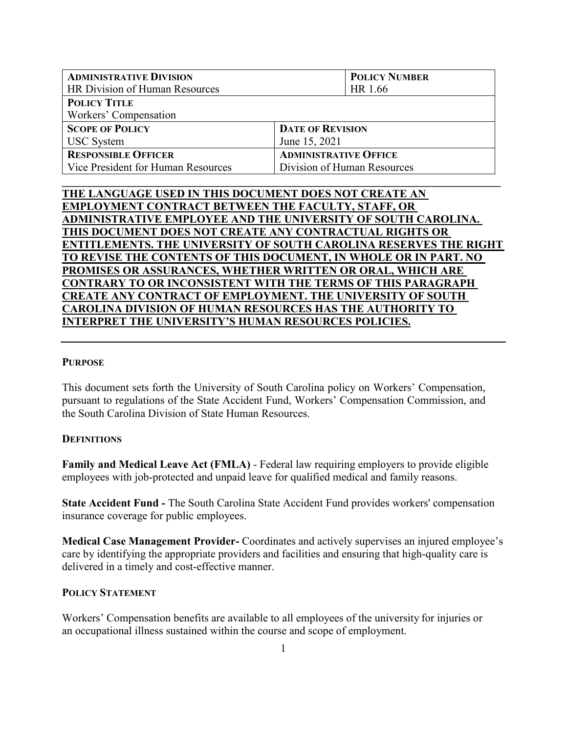| **ADMINISTRATIVE DIVISION**<br>HR Division of Human Resources | | **POLICY NUMBER**<br>HR 1.66 |
|---|---|---|
| **POLICY TITLE**<br>Workers' Compensation | | |
| **SCOPE OF POLICY**<br>USC System | **DATE OF REVISION**<br>June 15, 2021 | |
| **RESPONSIBLE OFFICER**<br>Vice President for Human Resources | **ADMINISTRATIVE OFFICE**<br>Division of Human Resources | |

**THE LANGUAGE USED IN THIS DOCUMENT DOES NOT CREATE AN EMPLOYMENT CONTRACT BETWEEN THE FACULTY, STAFF, OR ADMINISTRATIVE EMPLOYEE AND THE UNIVERSITY OF SOUTH CAROLINA. THIS DOCUMENT DOES NOT CREATE ANY CONTRACTUAL RIGHTS OR ENTITLEMENTS. THE UNIVERSITY OF SOUTH CAROLINA RESERVES THE RIGHT TO REVISE THE CONTENTS OF THIS DOCUMENT, IN WHOLE OR IN PART. NO PROMISES OR ASSURANCES, WHETHER WRITTEN OR ORAL, WHICH ARE CONTRARY TO OR INCONSISTENT WITH THE TERMS OF THIS PARAGRAPH CREATE ANY CONTRACT OF EMPLOYMENT. THE UNIVERSITY OF SOUTH CAROLINA DIVISION OF HUMAN RESOURCES HAS THE AUTHORITY TO INTERPRET THE UNIVERSITY'S HUMAN RESOURCES POLICIES.**

## PURPOSE

This document sets forth the University of South Carolina policy on Workers' Compensation, pursuant to regulations of the State Accident Fund, Workers' Compensation Commission, and the South Carolina Division of State Human Resources.

## DEFINITIONS

**Family and Medical Leave Act (FMLA)** - Federal law requiring employers to provide eligible employees with job-protected and unpaid leave for qualified medical and family reasons.

**State Accident Fund -** The South Carolina State Accident Fund provides workers' compensation insurance coverage for public employees.

**Medical Case Management Provider-** Coordinates and actively supervises an injured employee's care by identifying the appropriate providers and facilities and ensuring that high-quality care is delivered in a timely and cost-effective manner.

## POLICY STATEMENT

Workers' Compensation benefits are available to all employees of the university for injuries or an occupational illness sustained within the course and scope of employment.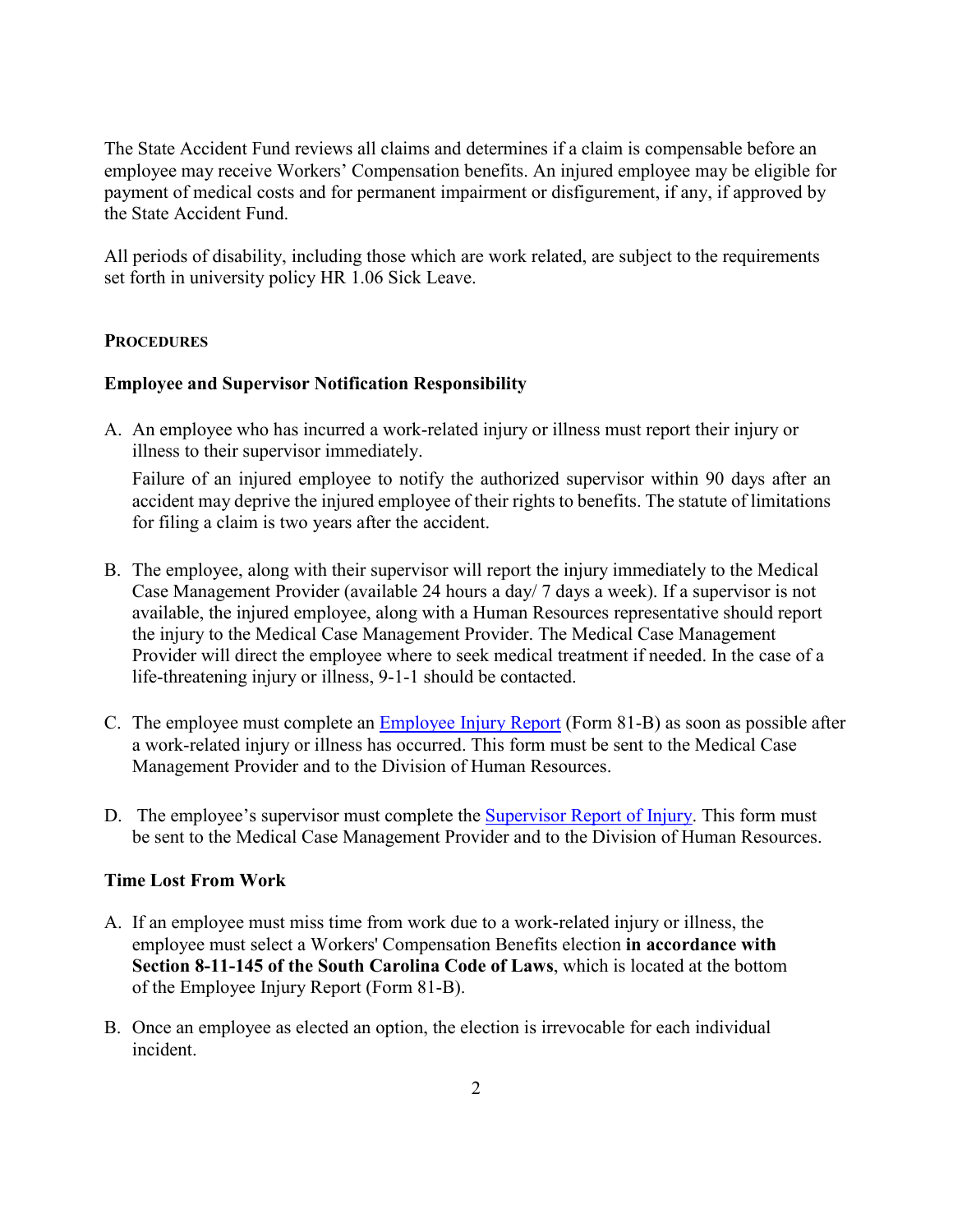The State Accident Fund reviews all claims and determines if a claim is compensable before an employee may receive Workers' Compensation benefits. An injured employee may be eligible for payment of medical costs and for permanent impairment or disfigurement, if any, if approved by the State Accident Fund.

All periods of disability, including those which are work related, are subject to the requirements set forth in university policy HR 1.06 Sick Leave.

## PROCEDURES

### Employee and Supervisor Notification Responsibility

A. An employee who has incurred a work-related injury or illness must report their injury or illness to their supervisor immediately.

   Failure of an injured employee to notify the authorized supervisor within 90 days after an accident may deprive the injured employee of their rights to benefits. The statute of limitations for filing a claim is two years after the accident.

B. The employee, along with their supervisor will report the injury immediately to the Medical Case Management Provider (available 24 hours a day/ 7 days a week). If a supervisor is not available, the injured employee, along with a Human Resources representative should report the injury to the Medical Case Management Provider. The Medical Case Management Provider will direct the employee where to seek medical treatment if needed. In the case of a life-threatening injury or illness, 9-1-1 should be contacted.

C. The employee must complete an Employee Injury Report (Form 81-B) as soon as possible after a work-related injury or illness has occurred. This form must be sent to the Medical Case Management Provider and to the Division of Human Resources.

D. The employee's supervisor must complete the Supervisor Report of Injury. This form must be sent to the Medical Case Management Provider and to the Division of Human Resources.

### Time Lost From Work

A. If an employee must miss time from work due to a work-related injury or illness, the employee must select a Workers' Compensation Benefits election **in accordance with Section 8-11-145 of the South Carolina Code of Laws**, which is located at the bottom of the Employee Injury Report (Form 81-B).

B. Once an employee as elected an option, the election is irrevocable for each individual incident.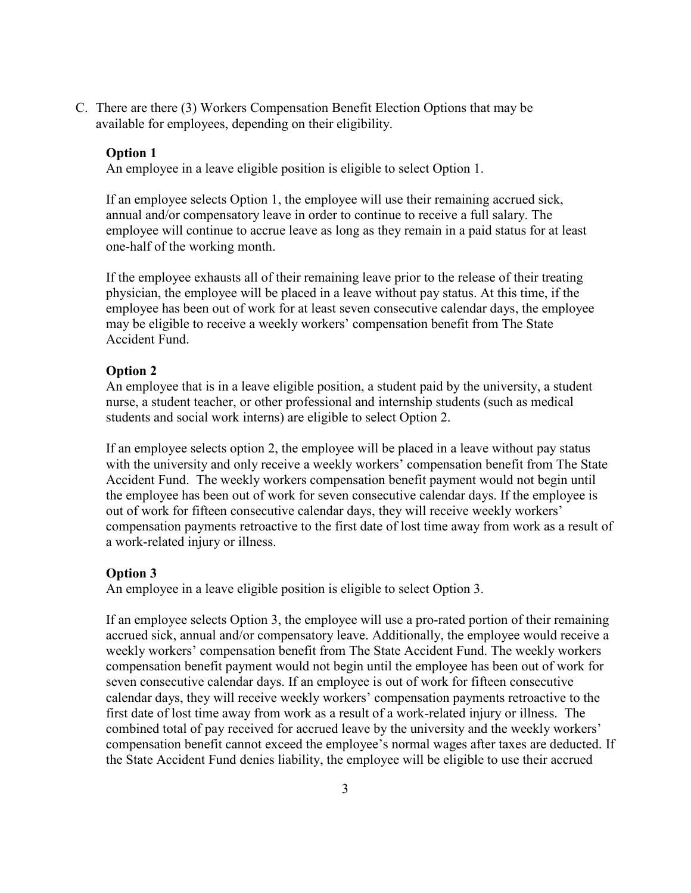C. There are there (3) Workers Compensation Benefit Election Options that may be available for employees, depending on their eligibility.

**Option 1**

An employee in a leave eligible position is eligible to select Option 1.

If an employee selects Option 1, the employee will use their remaining accrued sick, annual and/or compensatory leave in order to continue to receive a full salary. The employee will continue to accrue leave as long as they remain in a paid status for at least one-half of the working month.

If the employee exhausts all of their remaining leave prior to the release of their treating physician, the employee will be placed in a leave without pay status. At this time, if the employee has been out of work for at least seven consecutive calendar days, the employee may be eligible to receive a weekly workers' compensation benefit from The State Accident Fund.

**Option 2**

An employee that is in a leave eligible position, a student paid by the university, a student nurse, a student teacher, or other professional and internship students (such as medical students and social work interns) are eligible to select Option 2.

If an employee selects option 2, the employee will be placed in a leave without pay status with the university and only receive a weekly workers' compensation benefit from The State Accident Fund. The weekly workers compensation benefit payment would not begin until the employee has been out of work for seven consecutive calendar days. If the employee is out of work for fifteen consecutive calendar days, they will receive weekly workers' compensation payments retroactive to the first date of lost time away from work as a result of a work-related injury or illness.

**Option 3**

An employee in a leave eligible position is eligible to select Option 3.

If an employee selects Option 3, the employee will use a pro-rated portion of their remaining accrued sick, annual and/or compensatory leave. Additionally, the employee would receive a weekly workers' compensation benefit from The State Accident Fund. The weekly workers compensation benefit payment would not begin until the employee has been out of work for seven consecutive calendar days. If an employee is out of work for fifteen consecutive calendar days, they will receive weekly workers' compensation payments retroactive to the first date of lost time away from work as a result of a work-related injury or illness. The combined total of pay received for accrued leave by the university and the weekly workers' compensation benefit cannot exceed the employee's normal wages after taxes are deducted. If the State Accident Fund denies liability, the employee will be eligible to use their accrued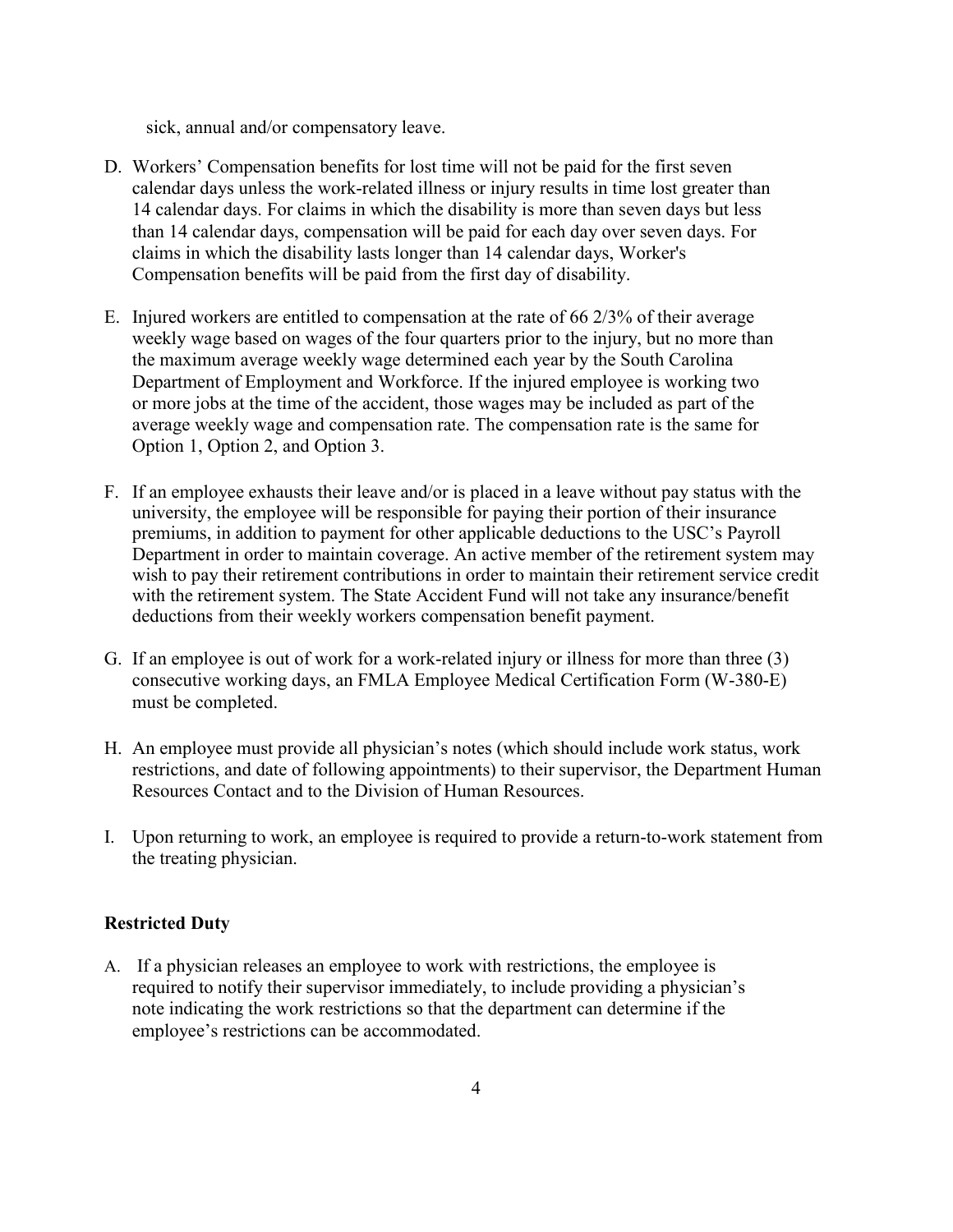sick, annual and/or compensatory leave.

D. Workers' Compensation benefits for lost time will not be paid for the first seven calendar days unless the work-related illness or injury results in time lost greater than 14 calendar days. For claims in which the disability is more than seven days but less than 14 calendar days, compensation will be paid for each day over seven days. For claims in which the disability lasts longer than 14 calendar days, Worker's Compensation benefits will be paid from the first day of disability.

E. Injured workers are entitled to compensation at the rate of 66 2/3% of their average weekly wage based on wages of the four quarters prior to the injury, but no more than the maximum average weekly wage determined each year by the South Carolina Department of Employment and Workforce. If the injured employee is working two or more jobs at the time of the accident, those wages may be included as part of the average weekly wage and compensation rate. The compensation rate is the same for Option 1, Option 2, and Option 3.

F. If an employee exhausts their leave and/or is placed in a leave without pay status with the university, the employee will be responsible for paying their portion of their insurance premiums, in addition to payment for other applicable deductions to the USC's Payroll Department in order to maintain coverage. An active member of the retirement system may wish to pay their retirement contributions in order to maintain their retirement service credit with the retirement system. The State Accident Fund will not take any insurance/benefit deductions from their weekly workers compensation benefit payment.

G. If an employee is out of work for a work-related injury or illness for more than three (3) consecutive working days, an FMLA Employee Medical Certification Form (W-380-E) must be completed.

H. An employee must provide all physician's notes (which should include work status, work restrictions, and date of following appointments) to their supervisor, the Department Human Resources Contact and to the Division of Human Resources.

I. Upon returning to work, an employee is required to provide a return-to-work statement from the treating physician.

**Restricted Duty**

A. If a physician releases an employee to work with restrictions, the employee is required to notify their supervisor immediately, to include providing a physician's note indicating the work restrictions so that the department can determine if the employee's restrictions can be accommodated.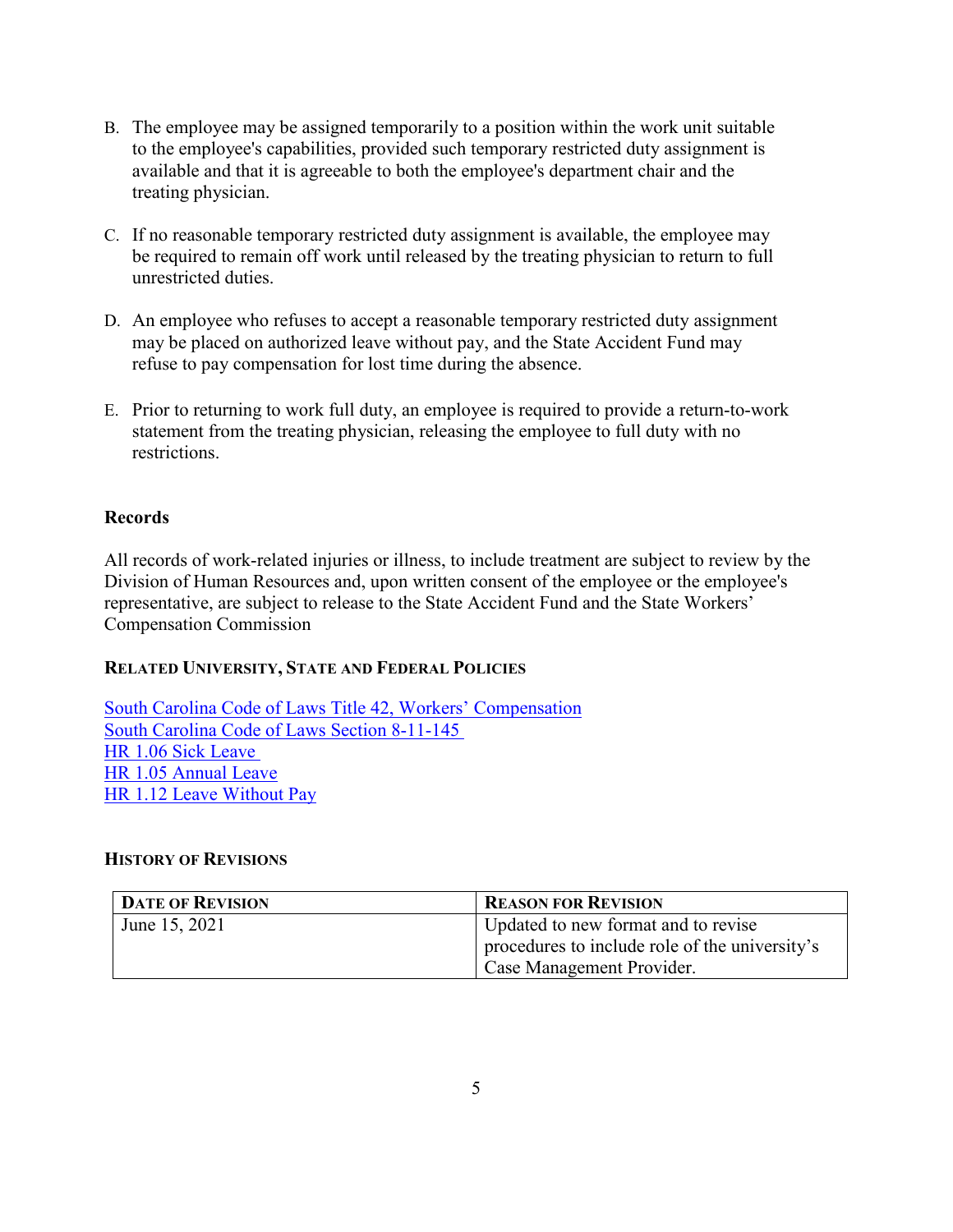B. The employee may be assigned temporarily to a position within the work unit suitable to the employee's capabilities, provided such temporary restricted duty assignment is available and that it is agreeable to both the employee's department chair and the treating physician.

C. If no reasonable temporary restricted duty assignment is available, the employee may be required to remain off work until released by the treating physician to return to full unrestricted duties.

D. An employee who refuses to accept a reasonable temporary restricted duty assignment may be placed on authorized leave without pay, and the State Accident Fund may refuse to pay compensation for lost time during the absence.

E. Prior to returning to work full duty, an employee is required to provide a return-to-work statement from the treating physician, releasing the employee to full duty with no restrictions.

### Records

All records of work-related injuries or illness, to include treatment are subject to review by the Division of Human Resources and, upon written consent of the employee or the employee's representative, are subject to release to the State Accident Fund and the State Workers' Compensation Commission

### Related University, State and Federal Policies

South Carolina Code of Laws Title 42, Workers' Compensation
South Carolina Code of Laws Section 8-11-145
HR 1.06 Sick Leave
HR 1.05 Annual Leave
HR 1.12 Leave Without Pay

### History of Revisions

| Date of Revision | Reason for Revision |
|---|---|
| June 15, 2021 | Updated to new format and to revise procedures to include role of the university's Case Management Provider. |